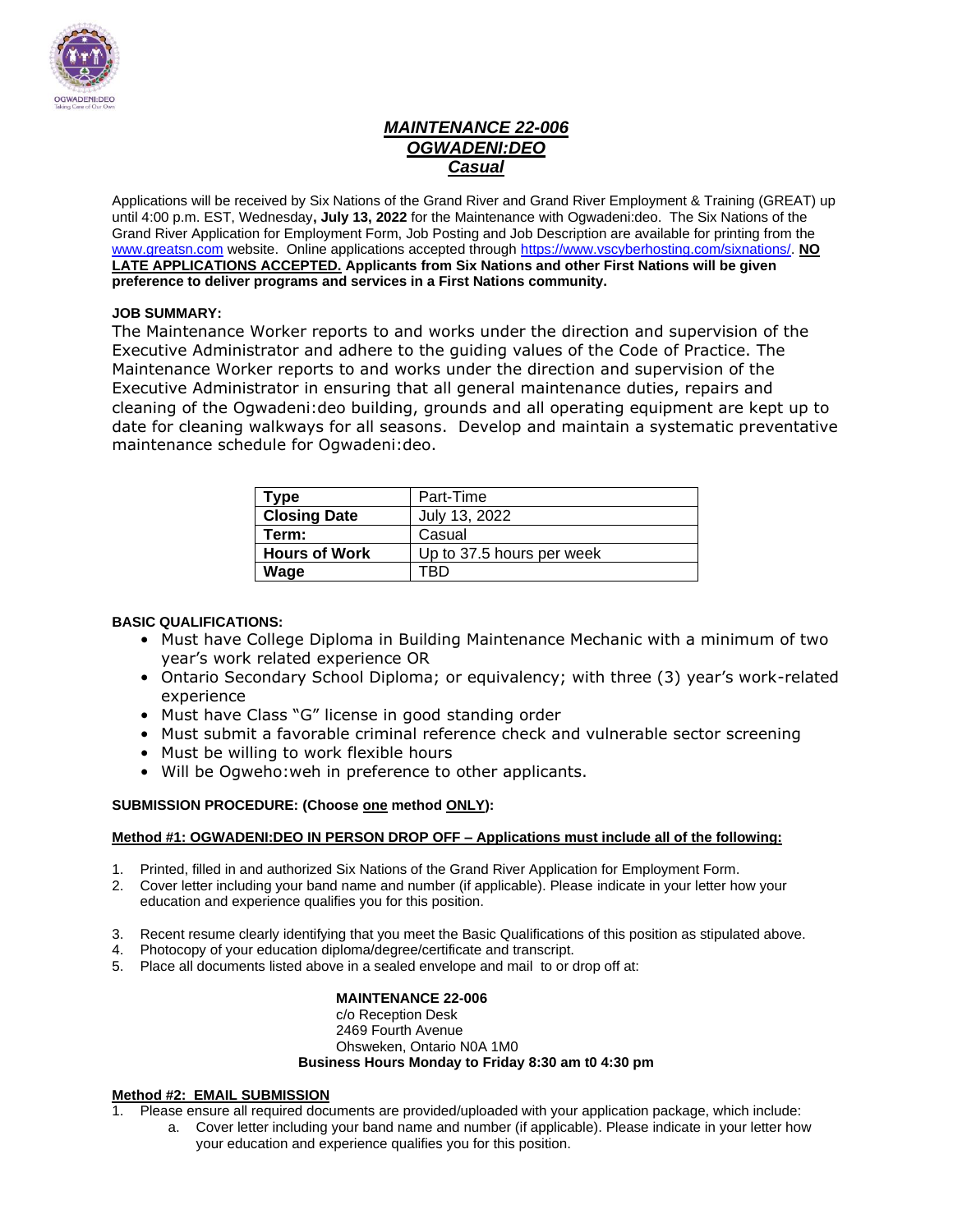# *MAINTENANCE 22-006*
# *OGWADENI:DEO*
# *Casual*

Applications will be received by Six Nations of the Grand River and Grand River Employment & Training (GREAT) up until 4:00 p.m. EST, Wednesday**, July 13, 2022** for the Maintenance with Ogwadeni:deo. The Six Nations of the Grand River Application for Employment Form, Job Posting and Job Description are available for printing from the www.greatsn.com website. Online applications accepted through https://www.vscyberhosting.com/sixnations/. **NO LATE APPLICATIONS ACCEPTED. Applicants from Six Nations and other First Nations will be given preference to deliver programs and services in a First Nations community.**

**JOB SUMMARY:**

The Maintenance Worker reports to and works under the direction and supervision of the Executive Administrator and adhere to the guiding values of the Code of Practice. The Maintenance Worker reports to and works under the direction and supervision of the Executive Administrator in ensuring that all general maintenance duties, repairs and cleaning of the Ogwadeni:deo building, grounds and all operating equipment are kept up to date for cleaning walkways for all seasons. Develop and maintain a systematic preventative maintenance schedule for Ogwadeni:deo.

| **Type** | Part-Time |
|---|---|
| **Closing Date** | July 13, 2022 |
| **Term:** | Casual |
| **Hours of Work** | Up to 37.5 hours per week |
| **Wage** | TBD |

**BASIC QUALIFICATIONS:**

- Must have College Diploma in Building Maintenance Mechanic with a minimum of two year's work related experience OR
- Ontario Secondary School Diploma; or equivalency; with three (3) year's work-related experience
- Must have Class "G" license in good standing order
- Must submit a favorable criminal reference check and vulnerable sector screening
- Must be willing to work flexible hours
- Will be Ogweho:weh in preference to other applicants.

**SUBMISSION PROCEDURE: (Choose one method ONLY):**

**Method #1: OGWADENI:DEO IN PERSON DROP OFF – Applications must include all of the following:**

1. Printed, filled in and authorized Six Nations of the Grand River Application for Employment Form.
2. Cover letter including your band name and number (if applicable). Please indicate in your letter how your education and experience qualifies you for this position.
3. Recent resume clearly identifying that you meet the Basic Qualifications of this position as stipulated above.
4. Photocopy of your education diploma/degree/certificate and transcript.
5. Place all documents listed above in a sealed envelope and mail to or drop off at:

**MAINTENANCE 22-006**
c/o Reception Desk
2469 Fourth Avenue
Ohsweken, Ontario N0A 1M0
**Business Hours Monday to Friday 8:30 am t0 4:30 pm**

**Method #2: EMAIL SUBMISSION**

1. Please ensure all required documents are provided/uploaded with your application package, which include:
   a. Cover letter including your band name and number (if applicable). Please indicate in your letter how your education and experience qualifies you for this position.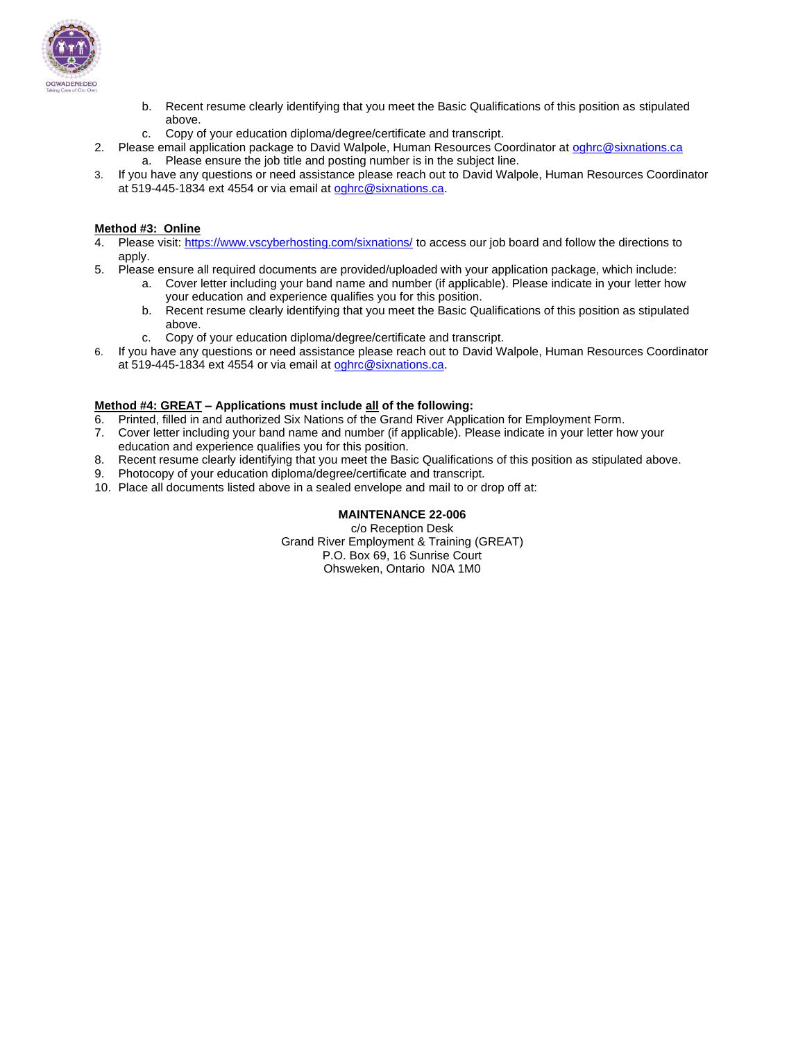b. Recent resume clearly identifying that you meet the Basic Qualifications of this position as stipulated above.
   c. Copy of your education diploma/degree/certificate and transcript.
2. Please email application package to David Walpole, Human Resources Coordinator at oghrc@sixnations.ca
   a. Please ensure the job title and posting number is in the subject line.
3. If you have any questions or need assistance please reach out to David Walpole, Human Resources Coordinator at 519-445-1834 ext 4554 or via email at oghrc@sixnations.ca.

**Method #3: Online**

4. Please visit: https://www.vscyberhosting.com/sixnations/ to access our job board and follow the directions to apply.
5. Please ensure all required documents are provided/uploaded with your application package, which include:
   a. Cover letter including your band name and number (if applicable). Please indicate in your letter how your education and experience qualifies you for this position.
   b. Recent resume clearly identifying that you meet the Basic Qualifications of this position as stipulated above.
   c. Copy of your education diploma/degree/certificate and transcript.
6. If you have any questions or need assistance please reach out to David Walpole, Human Resources Coordinator at 519-445-1834 ext 4554 or via email at oghrc@sixnations.ca.

**Method #4: GREAT – Applications must include all of the following:**

6. Printed, filled in and authorized Six Nations of the Grand River Application for Employment Form.
7. Cover letter including your band name and number (if applicable). Please indicate in your letter how your education and experience qualifies you for this position.
8. Recent resume clearly identifying that you meet the Basic Qualifications of this position as stipulated above.
9. Photocopy of your education diploma/degree/certificate and transcript.
10. Place all documents listed above in a sealed envelope and mail to or drop off at:

**MAINTENANCE 22-006**
c/o Reception Desk
Grand River Employment & Training (GREAT)
P.O. Box 69, 16 Sunrise Court
Ohsweken, Ontario N0A 1M0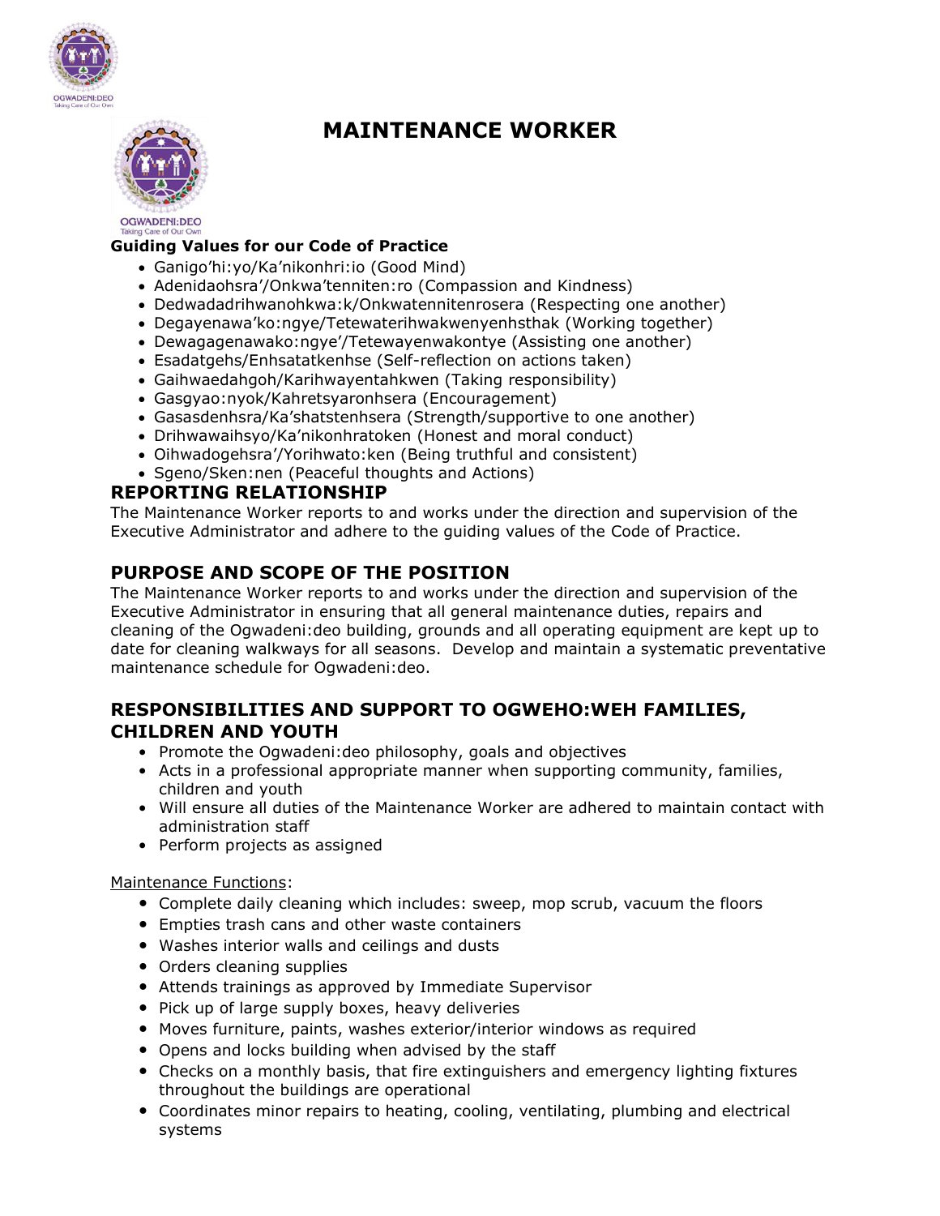# MAINTENANCE WORKER

**Guiding Values for our Code of Practice**

- Ganigo'hi:yo/Ka'nikonhri:io (Good Mind)
- Adenidaohsra'/Onkwa'tenniten:ro (Compassion and Kindness)
- Dedwadadrihwanohkwa:k/Onkwatennitenrosera (Respecting one another)
- Degayenawa'ko:ngye/Tetewaterihwakwenyenhsthak (Working together)
- Dewagagenawako:ngye'/Tetewayenwakontye (Assisting one another)
- Esadatgehs/Enhsatatkenhse (Self-reflection on actions taken)
- Gaihwaedahgoh/Karihwayentahkwen (Taking responsibility)
- Gasgyao:nyok/Kahretsyaronhsera (Encouragement)
- Gasasdenhsra/Ka'shatstenhsera (Strength/supportive to one another)
- Drihwawaihsyo/Ka'nikonhratoken (Honest and moral conduct)
- Oihwadogehsra'/Yorihwato:ken (Being truthful and consistent)
- Sgeno/Sken:nen (Peaceful thoughts and Actions)

## REPORTING RELATIONSHIP

The Maintenance Worker reports to and works under the direction and supervision of the Executive Administrator and adhere to the guiding values of the Code of Practice.

## PURPOSE AND SCOPE OF THE POSITION

The Maintenance Worker reports to and works under the direction and supervision of the Executive Administrator in ensuring that all general maintenance duties, repairs and cleaning of the Ogwadeni:deo building, grounds and all operating equipment are kept up to date for cleaning walkways for all seasons. Develop and maintain a systematic preventative maintenance schedule for Ogwadeni:deo.

## RESPONSIBILITIES AND SUPPORT TO OGWEHO:WEH FAMILIES, CHILDREN AND YOUTH

- Promote the Ogwadeni:deo philosophy, goals and objectives
- Acts in a professional appropriate manner when supporting community, families, children and youth
- Will ensure all duties of the Maintenance Worker are adhered to maintain contact with administration staff
- Perform projects as assigned

Maintenance Functions:

- Complete daily cleaning which includes: sweep, mop scrub, vacuum the floors
- Empties trash cans and other waste containers
- Washes interior walls and ceilings and dusts
- Orders cleaning supplies
- Attends trainings as approved by Immediate Supervisor
- Pick up of large supply boxes, heavy deliveries
- Moves furniture, paints, washes exterior/interior windows as required
- Opens and locks building when advised by the staff
- Checks on a monthly basis, that fire extinguishers and emergency lighting fixtures throughout the buildings are operational
- Coordinates minor repairs to heating, cooling, ventilating, plumbing and electrical systems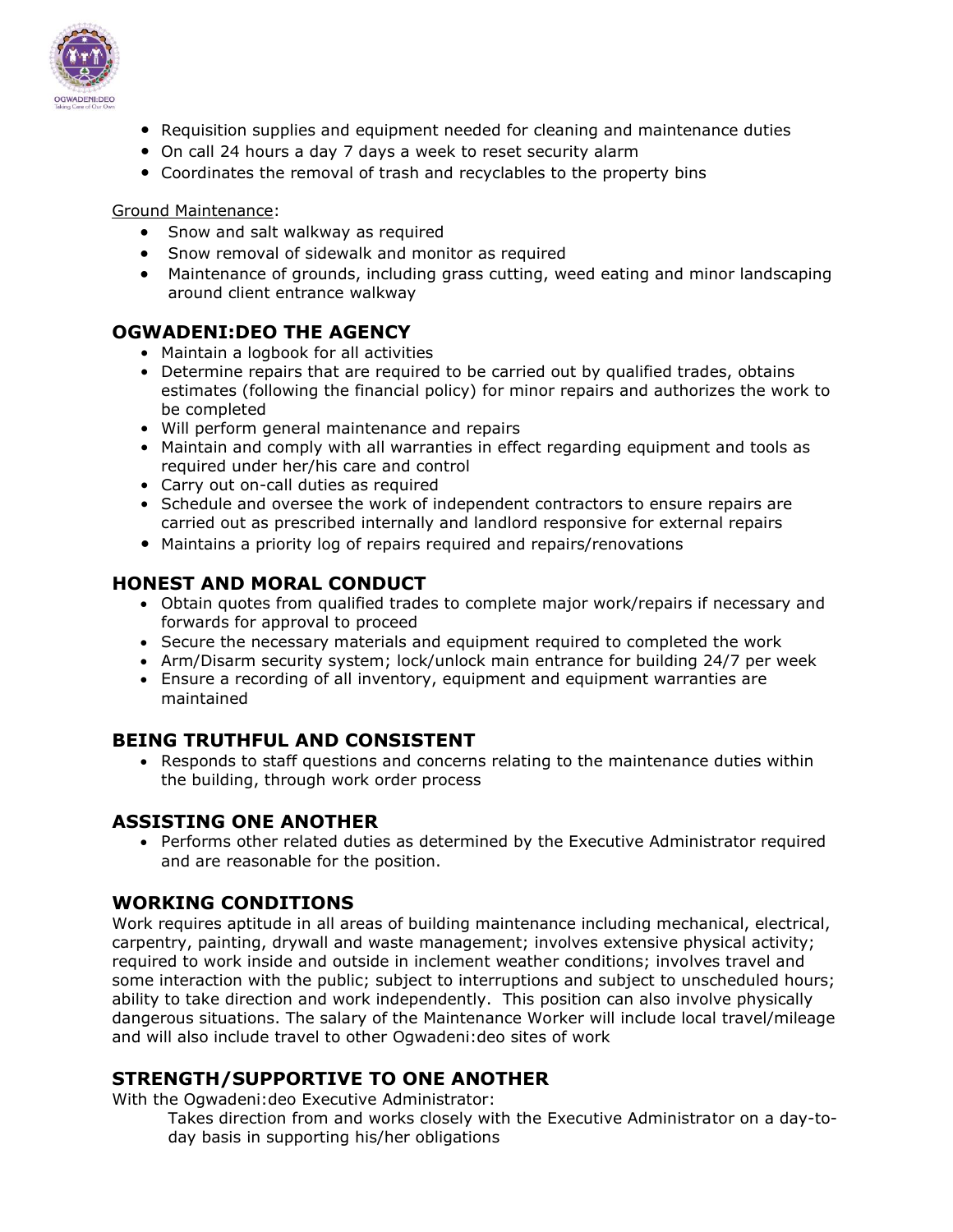- Requisition supplies and equipment needed for cleaning and maintenance duties
- On call 24 hours a day 7 days a week to reset security alarm
- Coordinates the removal of trash and recyclables to the property bins

Ground Maintenance:

- Snow and salt walkway as required
- Snow removal of sidewalk and monitor as required
- Maintenance of grounds, including grass cutting, weed eating and minor landscaping around client entrance walkway

## OGWADENI:DEO THE AGENCY

- Maintain a logbook for all activities
- Determine repairs that are required to be carried out by qualified trades, obtains estimates (following the financial policy) for minor repairs and authorizes the work to be completed
- Will perform general maintenance and repairs
- Maintain and comply with all warranties in effect regarding equipment and tools as required under her/his care and control
- Carry out on-call duties as required
- Schedule and oversee the work of independent contractors to ensure repairs are carried out as prescribed internally and landlord responsive for external repairs
- Maintains a priority log of repairs required and repairs/renovations

## HONEST AND MORAL CONDUCT

- Obtain quotes from qualified trades to complete major work/repairs if necessary and forwards for approval to proceed
- Secure the necessary materials and equipment required to completed the work
- Arm/Disarm security system; lock/unlock main entrance for building 24/7 per week
- Ensure a recording of all inventory, equipment and equipment warranties are maintained

## BEING TRUTHFUL AND CONSISTENT

- Responds to staff questions and concerns relating to the maintenance duties within the building, through work order process

## ASSISTING ONE ANOTHER

- Performs other related duties as determined by the Executive Administrator required and are reasonable for the position.

## WORKING CONDITIONS

Work requires aptitude in all areas of building maintenance including mechanical, electrical, carpentry, painting, drywall and waste management; involves extensive physical activity; required to work inside and outside in inclement weather conditions; involves travel and some interaction with the public; subject to interruptions and subject to unscheduled hours; ability to take direction and work independently. This position can also involve physically dangerous situations. The salary of the Maintenance Worker will include local travel/mileage and will also include travel to other Ogwadeni:deo sites of work

## STRENGTH/SUPPORTIVE TO ONE ANOTHER

With the Ogwadeni:deo Executive Administrator:

Takes direction from and works closely with the Executive Administrator on a day-to-day basis in supporting his/her obligations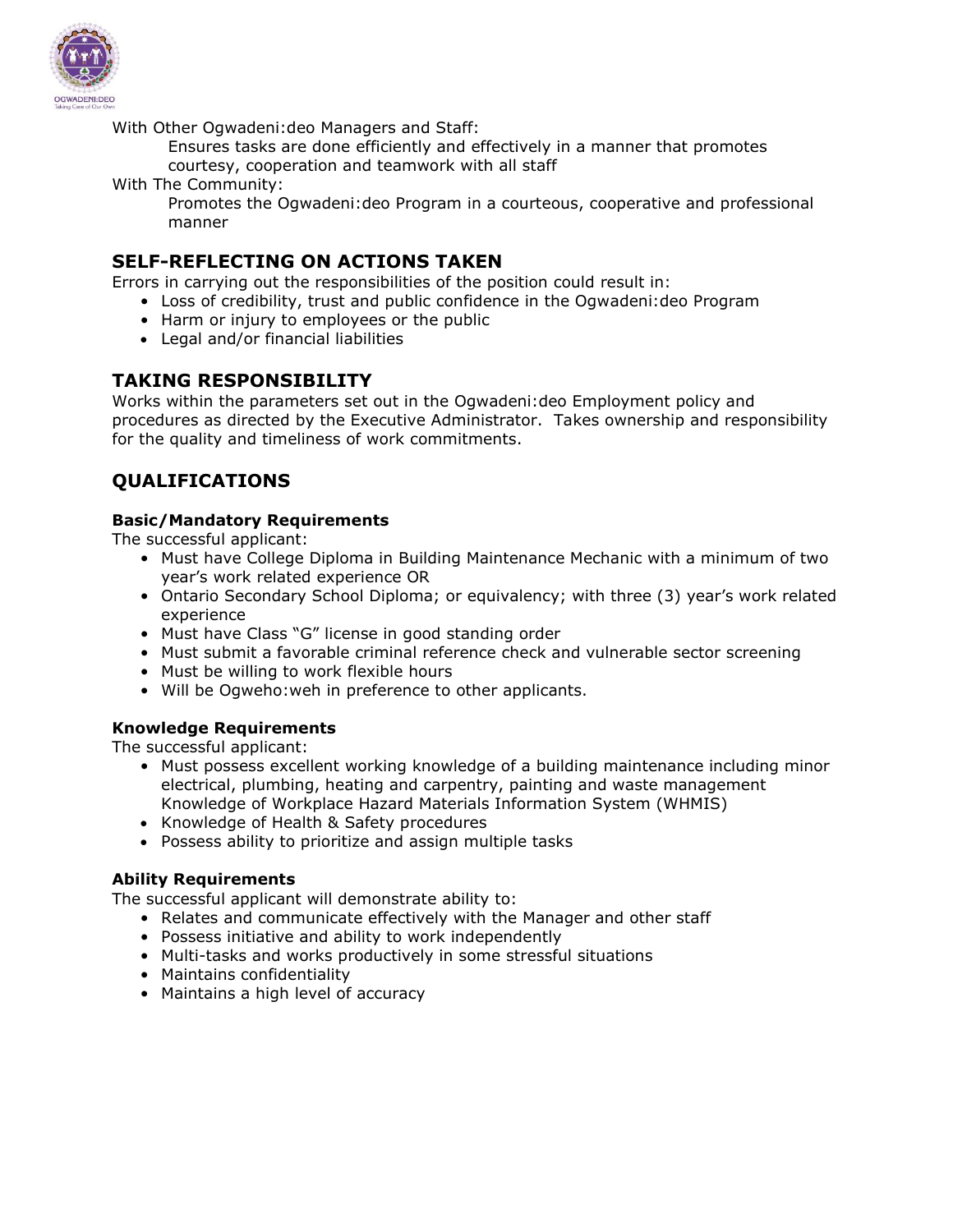With Other Ogwadeni:deo Managers and Staff:

Ensures tasks are done efficiently and effectively in a manner that promotes courtesy, cooperation and teamwork with all staff

With The Community:

Promotes the Ogwadeni:deo Program in a courteous, cooperative and professional manner

## SELF-REFLECTING ON ACTIONS TAKEN

Errors in carrying out the responsibilities of the position could result in:

- Loss of credibility, trust and public confidence in the Ogwadeni:deo Program
- Harm or injury to employees or the public
- Legal and/or financial liabilities

## TAKING RESPONSIBILITY

Works within the parameters set out in the Ogwadeni:deo Employment policy and procedures as directed by the Executive Administrator. Takes ownership and responsibility for the quality and timeliness of work commitments.

## QUALIFICATIONS

### Basic/Mandatory Requirements

The successful applicant:

- Must have College Diploma in Building Maintenance Mechanic with a minimum of two year's work related experience OR
- Ontario Secondary School Diploma; or equivalency; with three (3) year's work related experience
- Must have Class "G" license in good standing order
- Must submit a favorable criminal reference check and vulnerable sector screening
- Must be willing to work flexible hours
- Will be Ogweho:weh in preference to other applicants.

### Knowledge Requirements

The successful applicant:

- Must possess excellent working knowledge of a building maintenance including minor electrical, plumbing, heating and carpentry, painting and waste management Knowledge of Workplace Hazard Materials Information System (WHMIS)
- Knowledge of Health & Safety procedures
- Possess ability to prioritize and assign multiple tasks

### Ability Requirements

The successful applicant will demonstrate ability to:

- Relates and communicate effectively with the Manager and other staff
- Possess initiative and ability to work independently
- Multi-tasks and works productively in some stressful situations
- Maintains confidentiality
- Maintains a high level of accuracy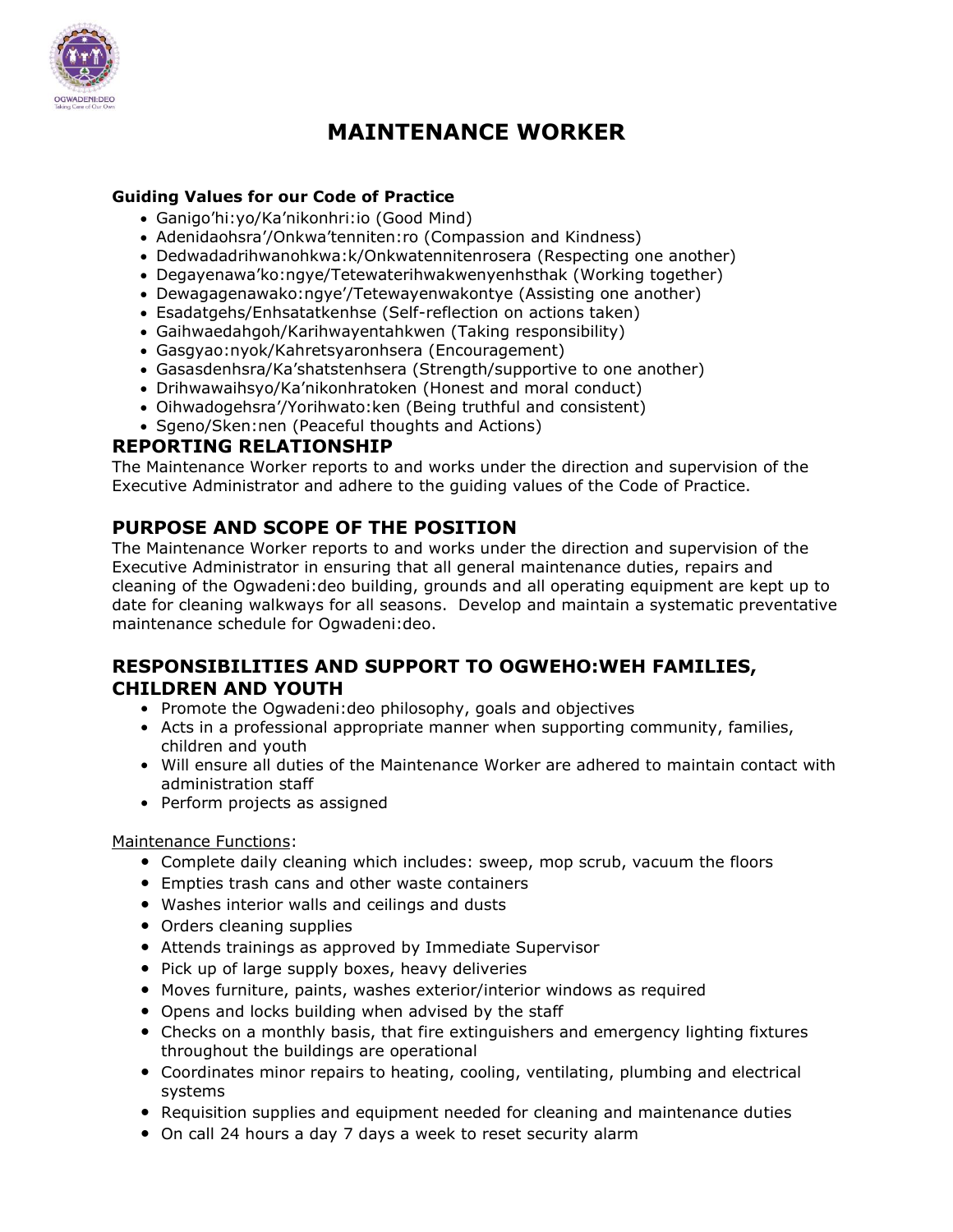# MAINTENANCE WORKER

**Guiding Values for our Code of Practice**

- Ganigo'hi:yo/Ka'nikonhri:io (Good Mind)
- Adenidaohsra'/Onkwa'tenniten:ro (Compassion and Kindness)
- Dedwadadrihwanohkwa:k/Onkwatennitenrosera (Respecting one another)
- Degayenawa'ko:ngye/Tetewaterihwakwenyenhsthak (Working together)
- Dewagagenawako:ngye'/Tetewayenwakontye (Assisting one another)
- Esadatgehs/Enhsatatkenhse (Self-reflection on actions taken)
- Gaihwaedahgoh/Karihwayentahkwen (Taking responsibility)
- Gasgyao:nyok/Kahretsyaronhsera (Encouragement)
- Gasasdenhsra/Ka'shatstenhsera (Strength/supportive to one another)
- Drihwawaihsyo/Ka'nikonhratoken (Honest and moral conduct)
- Oihwadogehsra'/Yorihwato:ken (Being truthful and consistent)
- Sgeno/Sken:nen (Peaceful thoughts and Actions)

## REPORTING RELATIONSHIP

The Maintenance Worker reports to and works under the direction and supervision of the Executive Administrator and adhere to the guiding values of the Code of Practice.

## PURPOSE AND SCOPE OF THE POSITION

The Maintenance Worker reports to and works under the direction and supervision of the Executive Administrator in ensuring that all general maintenance duties, repairs and cleaning of the Ogwadeni:deo building, grounds and all operating equipment are kept up to date for cleaning walkways for all seasons. Develop and maintain a systematic preventative maintenance schedule for Ogwadeni:deo.

## RESPONSIBILITIES AND SUPPORT TO OGWEHO:WEH FAMILIES, CHILDREN AND YOUTH

- Promote the Ogwadeni:deo philosophy, goals and objectives
- Acts in a professional appropriate manner when supporting community, families, children and youth
- Will ensure all duties of the Maintenance Worker are adhered to maintain contact with administration staff
- Perform projects as assigned

Maintenance Functions:

- Complete daily cleaning which includes: sweep, mop scrub, vacuum the floors
- Empties trash cans and other waste containers
- Washes interior walls and ceilings and dusts
- Orders cleaning supplies
- Attends trainings as approved by Immediate Supervisor
- Pick up of large supply boxes, heavy deliveries
- Moves furniture, paints, washes exterior/interior windows as required
- Opens and locks building when advised by the staff
- Checks on a monthly basis, that fire extinguishers and emergency lighting fixtures throughout the buildings are operational
- Coordinates minor repairs to heating, cooling, ventilating, plumbing and electrical systems
- Requisition supplies and equipment needed for cleaning and maintenance duties
- On call 24 hours a day 7 days a week to reset security alarm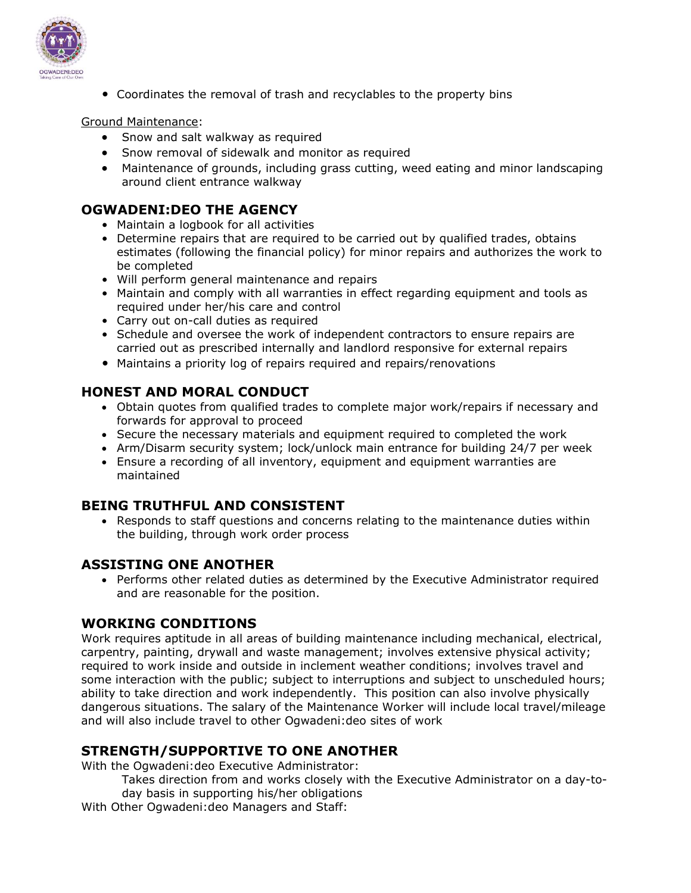- Coordinates the removal of trash and recyclables to the property bins

Ground Maintenance:

- Snow and salt walkway as required
- Snow removal of sidewalk and monitor as required
- Maintenance of grounds, including grass cutting, weed eating and minor landscaping around client entrance walkway

## OGWADENI:DEO THE AGENCY

- Maintain a logbook for all activities
- Determine repairs that are required to be carried out by qualified trades, obtains estimates (following the financial policy) for minor repairs and authorizes the work to be completed
- Will perform general maintenance and repairs
- Maintain and comply with all warranties in effect regarding equipment and tools as required under her/his care and control
- Carry out on-call duties as required
- Schedule and oversee the work of independent contractors to ensure repairs are carried out as prescribed internally and landlord responsive for external repairs
- Maintains a priority log of repairs required and repairs/renovations

## HONEST AND MORAL CONDUCT

- Obtain quotes from qualified trades to complete major work/repairs if necessary and forwards for approval to proceed
- Secure the necessary materials and equipment required to completed the work
- Arm/Disarm security system; lock/unlock main entrance for building 24/7 per week
- Ensure a recording of all inventory, equipment and equipment warranties are maintained

## BEING TRUTHFUL AND CONSISTENT

- Responds to staff questions and concerns relating to the maintenance duties within the building, through work order process

## ASSISTING ONE ANOTHER

- Performs other related duties as determined by the Executive Administrator required and are reasonable for the position.

## WORKING CONDITIONS

Work requires aptitude in all areas of building maintenance including mechanical, electrical, carpentry, painting, drywall and waste management; involves extensive physical activity; required to work inside and outside in inclement weather conditions; involves travel and some interaction with the public; subject to interruptions and subject to unscheduled hours; ability to take direction and work independently. This position can also involve physically dangerous situations. The salary of the Maintenance Worker will include local travel/mileage and will also include travel to other Ogwadeni:deo sites of work

## STRENGTH/SUPPORTIVE TO ONE ANOTHER

With the Ogwadeni:deo Executive Administrator:

Takes direction from and works closely with the Executive Administrator on a day-to-day basis in supporting his/her obligations

With Other Ogwadeni:deo Managers and Staff: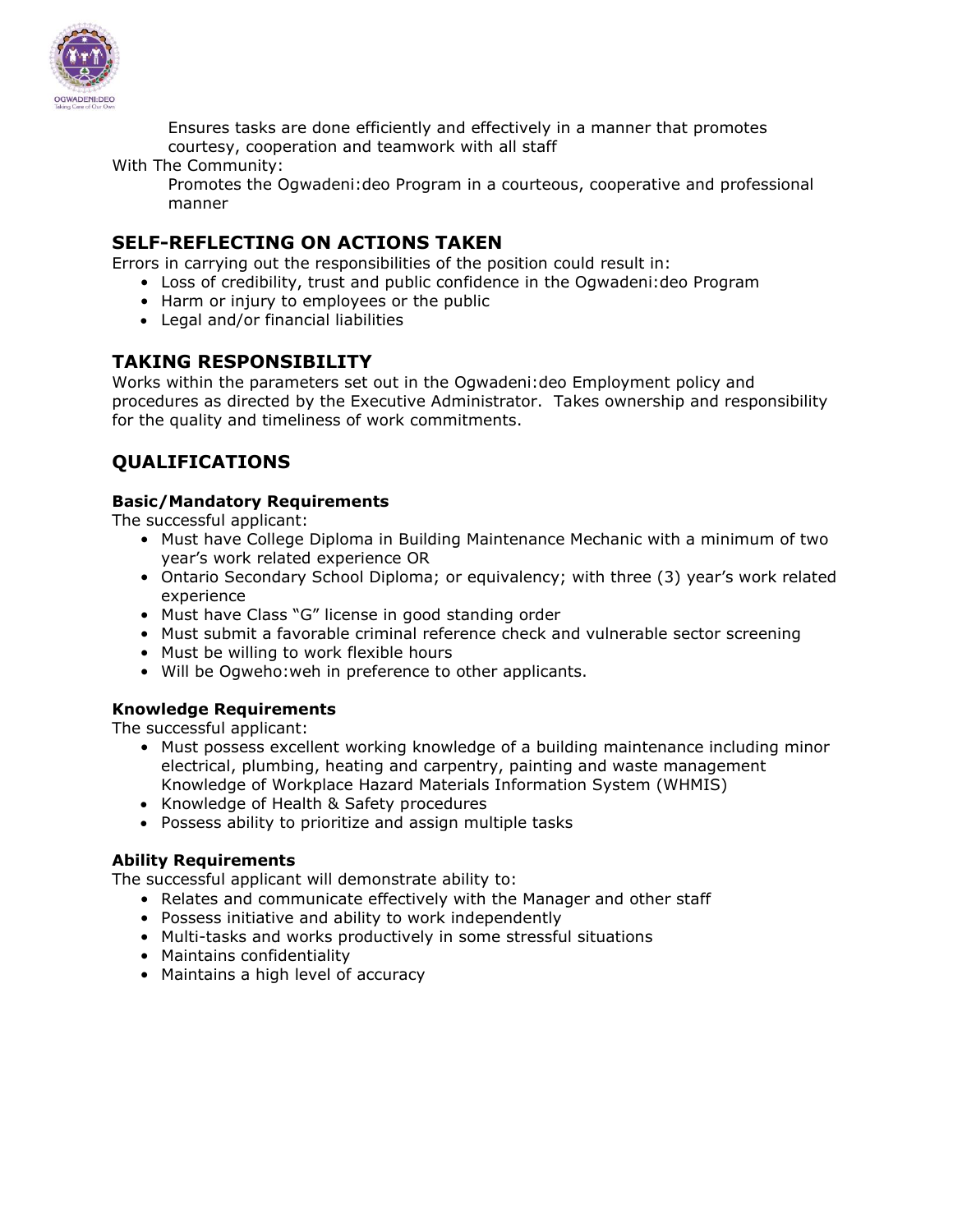Ensures tasks are done efficiently and effectively in a manner that promotes courtesy, cooperation and teamwork with all staff

With The Community:

Promotes the Ogwadeni:deo Program in a courteous, cooperative and professional manner

## SELF-REFLECTING ON ACTIONS TAKEN

Errors in carrying out the responsibilities of the position could result in:

- Loss of credibility, trust and public confidence in the Ogwadeni:deo Program
- Harm or injury to employees or the public
- Legal and/or financial liabilities

## TAKING RESPONSIBILITY

Works within the parameters set out in the Ogwadeni:deo Employment policy and procedures as directed by the Executive Administrator. Takes ownership and responsibility for the quality and timeliness of work commitments.

## QUALIFICATIONS

### Basic/Mandatory Requirements

The successful applicant:

- Must have College Diploma in Building Maintenance Mechanic with a minimum of two year's work related experience OR
- Ontario Secondary School Diploma; or equivalency; with three (3) year's work related experience
- Must have Class "G" license in good standing order
- Must submit a favorable criminal reference check and vulnerable sector screening
- Must be willing to work flexible hours
- Will be Ogweho:weh in preference to other applicants.

### Knowledge Requirements

The successful applicant:

- Must possess excellent working knowledge of a building maintenance including minor electrical, plumbing, heating and carpentry, painting and waste management Knowledge of Workplace Hazard Materials Information System (WHMIS)
- Knowledge of Health & Safety procedures
- Possess ability to prioritize and assign multiple tasks

### Ability Requirements

The successful applicant will demonstrate ability to:

- Relates and communicate effectively with the Manager and other staff
- Possess initiative and ability to work independently
- Multi-tasks and works productively in some stressful situations
- Maintains confidentiality
- Maintains a high level of accuracy